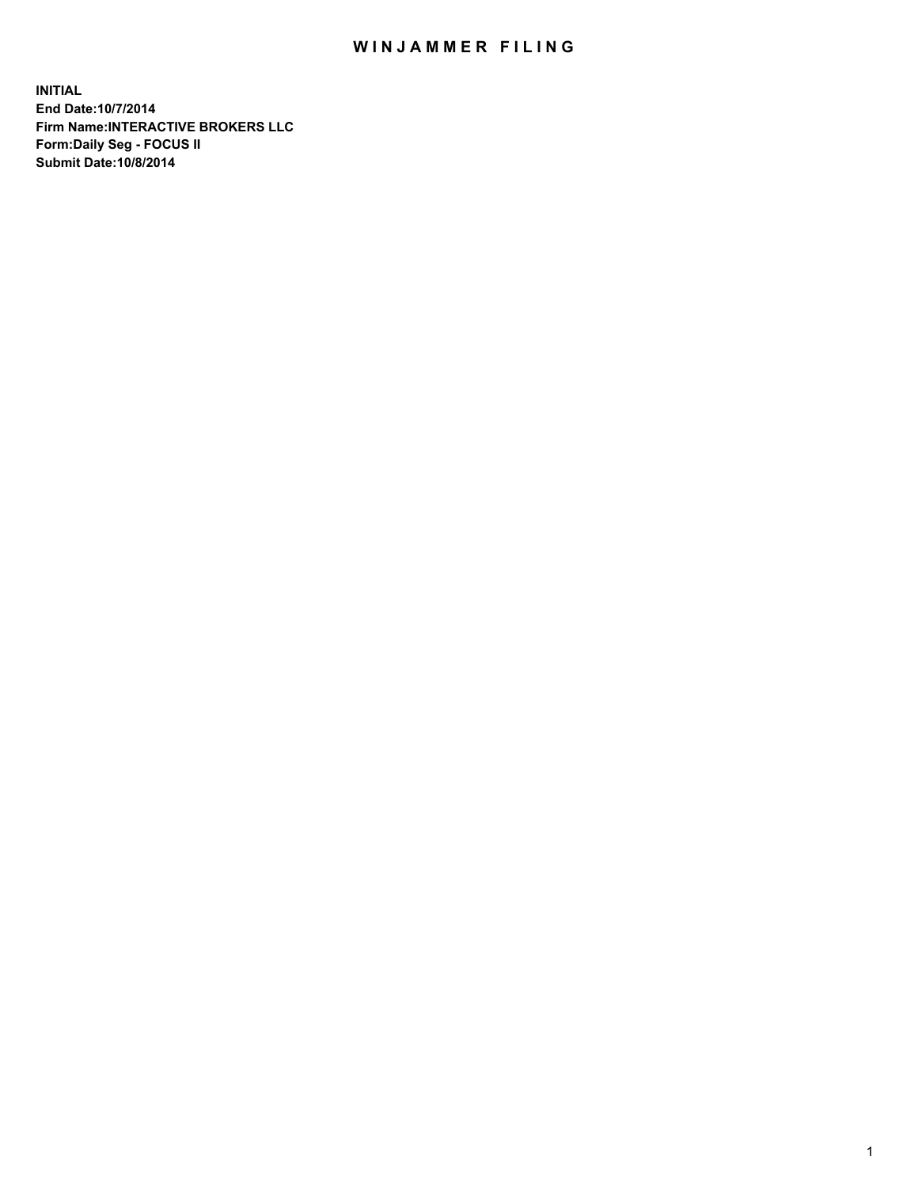# WINJAMMER FILING

**INITIAL**
**End Date:10/7/2014**
**Firm Name:INTERACTIVE BROKERS LLC**
**Form:Daily Seg - FOCUS II**
**Submit Date:10/8/2014**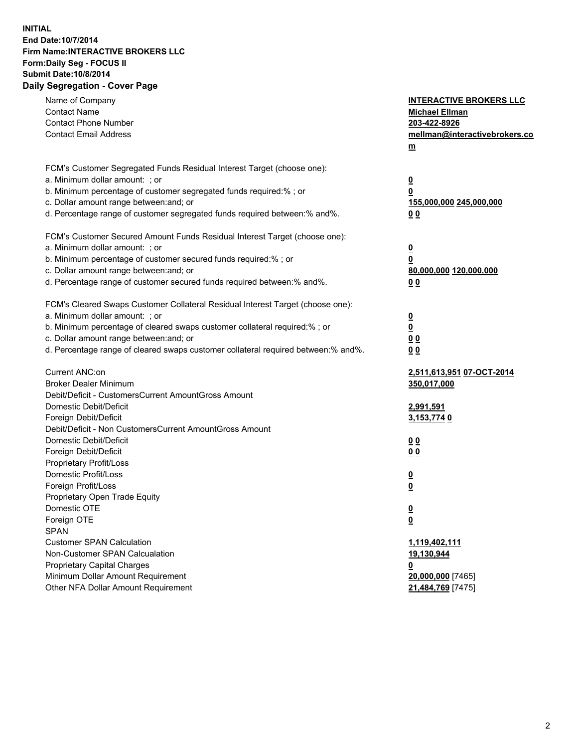**INITIAL**
**End Date:10/7/2014**
**Firm Name:INTERACTIVE BROKERS LLC**
**Form:Daily Seg - FOCUS II**
**Submit Date:10/8/2014**
**Daily Segregation - Cover Page**

| | |
|---|---|
| Name of Company | **INTERACTIVE BROKERS LLC** |
| Contact Name | **Michael Ellman** |
| Contact Phone Number | **203-422-8926** |
| Contact Email Address | **mellman@interactivebrokers.com** |
| | |
| FCM's Customer Segregated Funds Residual Interest Target (choose one): | |
| a. Minimum dollar amount: ; or | **0** |
| b. Minimum percentage of customer segregated funds required:% ; or | **0** |
| c. Dollar amount range between:and; or | **155,000,000** **245,000,000** |
| d. Percentage range of customer segregated funds required between:% and%. | **0** **0** |
| | |
| FCM's Customer Secured Amount Funds Residual Interest Target (choose one): | |
| a. Minimum dollar amount: ; or | **0** |
| b. Minimum percentage of customer secured funds required:% ; or | **0** |
| c. Dollar amount range between:and; or | **80,000,000** **120,000,000** |
| d. Percentage range of customer secured funds required between:% and%. | **0** **0** |
| | |
| FCM's Cleared Swaps Customer Collateral Residual Interest Target (choose one): | |
| a. Minimum dollar amount: ; or | **0** |
| b. Minimum percentage of cleared swaps customer collateral required:% ; or | **0** |
| c. Dollar amount range between:and; or | **0** **0** |
| d. Percentage range of cleared swaps customer collateral required between:% and%. | **0** **0** |
| | |
| Current ANC:on | **2,511,613,951** **07-OCT-2014** |
| Broker Dealer Minimum | **350,017,000** |
| Debit/Deficit - CustomersCurrent AmountGross Amount | |
| Domestic Debit/Deficit | **2,991,591** |
| Foreign Debit/Deficit | **3,153,774** **0** |
| Debit/Deficit - Non CustomersCurrent AmountGross Amount | |
| Domestic Debit/Deficit | **0** **0** |
| Foreign Debit/Deficit | **0** **0** |
| Proprietary Profit/Loss | |
| Domestic Profit/Loss | **0** |
| Foreign Profit/Loss | **0** |
| Proprietary Open Trade Equity | |
| Domestic OTE | **0** |
| Foreign OTE | **0** |
| SPAN | |
| Customer SPAN Calculation | **1,119,402,111** |
| Non-Customer SPAN Calcualation | **19,130,944** |
| Proprietary Capital Charges | **0** |
| Minimum Dollar Amount Requirement | **20,000,000** [7465] |
| Other NFA Dollar Amount Requirement | **21,484,769** [7475] |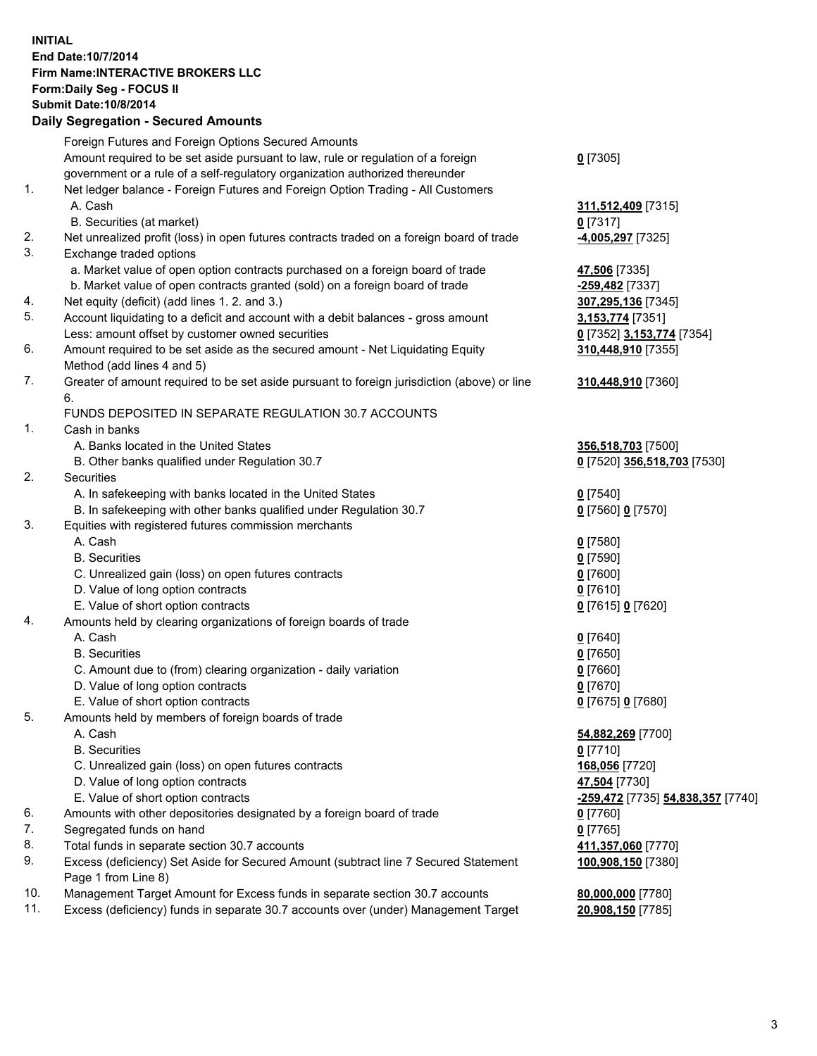**INITIAL**
**End Date:10/7/2014**
**Firm Name:INTERACTIVE BROKERS LLC**
**Form:Daily Seg - FOCUS II**
**Submit Date:10/8/2014**

## Daily Segregation - Secured Amounts

| | | |
|---|---|---|
| | Foreign Futures and Foreign Options Secured Amounts | |
| | Amount required to be set aside pursuant to law, rule or regulation of a foreign government or a rule of a self-regulatory organization authorized thereunder | **0** [7305] |
| 1. | Net ledger balance - Foreign Futures and Foreign Option Trading - All Customers | |
| | A. Cash | **311,512,409** [7315] |
| | B. Securities (at market) | **0** [7317] |
| 2. | Net unrealized profit (loss) in open futures contracts traded on a foreign board of trade | **-4,005,297** [7325] |
| 3. | Exchange traded options | |
| | a. Market value of open option contracts purchased on a foreign board of trade | **47,506** [7335] |
| | b. Market value of open contracts granted (sold) on a foreign board of trade | **-259,482** [7337] |
| 4. | Net equity (deficit) (add lines 1. 2. and 3.) | **307,295,136** [7345] |
| 5. | Account liquidating to a deficit and account with a debit balances - gross amount | **3,153,774** [7351] |
| | Less: amount offset by customer owned securities | **0** [7352] **3,153,774** [7354] |
| 6. | Amount required to be set aside as the secured amount - Net Liquidating Equity Method (add lines 4 and 5) | **310,448,910** [7355] |
| 7. | Greater of amount required to be set aside pursuant to foreign jurisdiction (above) or line 6. | **310,448,910** [7360] |
| | FUNDS DEPOSITED IN SEPARATE REGULATION 30.7 ACCOUNTS | |
| 1. | Cash in banks | |
| | A. Banks located in the United States | **356,518,703** [7500] |
| | B. Other banks qualified under Regulation 30.7 | **0** [7520] **356,518,703** [7530] |
| 2. | Securities | |
| | A. In safekeeping with banks located in the United States | **0** [7540] |
| | B. In safekeeping with other banks qualified under Regulation 30.7 | **0** [7560] **0** [7570] |
| 3. | Equities with registered futures commission merchants | |
| | A. Cash | **0** [7580] |
| | B. Securities | **0** [7590] |
| | C. Unrealized gain (loss) on open futures contracts | **0** [7600] |
| | D. Value of long option contracts | **0** [7610] |
| | E. Value of short option contracts | **0** [7615] **0** [7620] |
| 4. | Amounts held by clearing organizations of foreign boards of trade | |
| | A. Cash | **0** [7640] |
| | B. Securities | **0** [7650] |
| | C. Amount due to (from) clearing organization - daily variation | **0** [7660] |
| | D. Value of long option contracts | **0** [7670] |
| | E. Value of short option contracts | **0** [7675] **0** [7680] |
| 5. | Amounts held by members of foreign boards of trade | |
| | A. Cash | **54,882,269** [7700] |
| | B. Securities | **0** [7710] |
| | C. Unrealized gain (loss) on open futures contracts | **168,056** [7720] |
| | D. Value of long option contracts | **47,504** [7730] |
| | E. Value of short option contracts | **-259,472** [7735] **54,838,357** [7740] |
| 6. | Amounts with other depositories designated by a foreign board of trade | **0** [7760] |
| 7. | Segregated funds on hand | **0** [7765] |
| 8. | Total funds in separate section 30.7 accounts | **411,357,060** [7770] |
| 9. | Excess (deficiency) Set Aside for Secured Amount (subtract line 7 Secured Statement Page 1 from Line 8) | **100,908,150** [7380] |
| 10. | Management Target Amount for Excess funds in separate section 30.7 accounts | **80,000,000** [7780] |
| 11. | Excess (deficiency) funds in separate 30.7 accounts over (under) Management Target | **20,908,150** [7785] |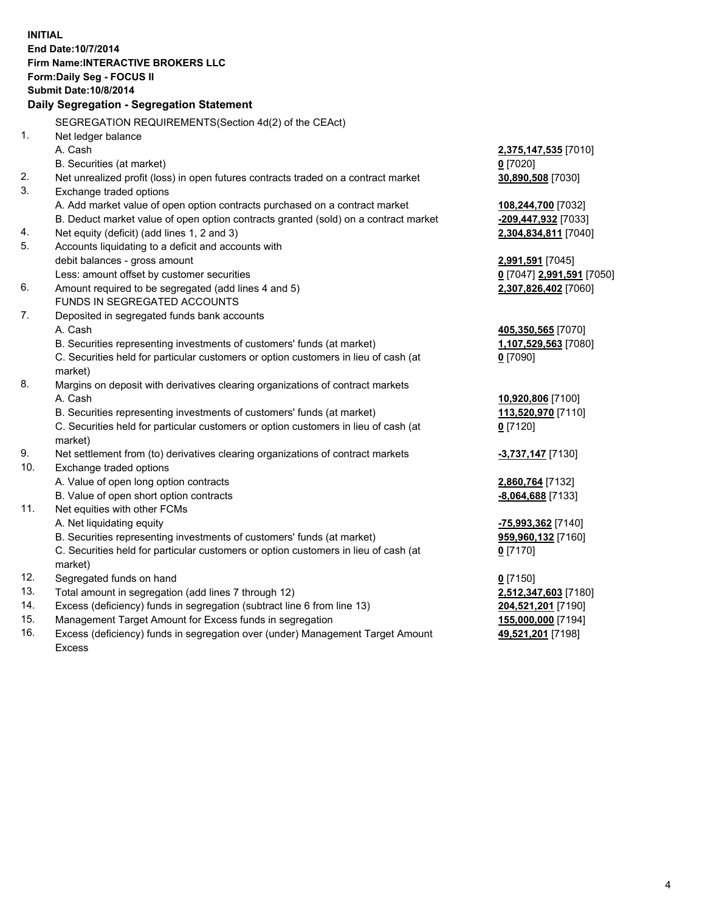**INITIAL**
**End Date:10/7/2014**
**Firm Name:INTERACTIVE BROKERS LLC**
**Form:Daily Seg - FOCUS II**
**Submit Date:10/8/2014**

**Daily Segregation - Segregation Statement**

SEGREGATION REQUIREMENTS(Section 4d(2) of the CEAct)

| | | |
|---|---|---|
| 1. | Net ledger balance | |
| | A. Cash | **2,375,147,535** [7010] |
| | B. Securities (at market) | **0** [7020] |
| 2. | Net unrealized profit (loss) in open futures contracts traded on a contract market | **30,890,508** [7030] |
| 3. | Exchange traded options | |
| | A. Add market value of open option contracts purchased on a contract market | **108,244,700** [7032] |
| | B. Deduct market value of open option contracts granted (sold) on a contract market | **-209,447,932** [7033] |
| 4. | Net equity (deficit) (add lines 1, 2 and 3) | **2,304,834,811** [7040] |
| 5. | Accounts liquidating to a deficit and accounts with debit balances - gross amount | **2,991,591** [7045] |
| | Less: amount offset by customer securities | **0** [7047] **2,991,591** [7050] |
| 6. | Amount required to be segregated (add lines 4 and 5) | **2,307,826,402** [7060] |
| | FUNDS IN SEGREGATED ACCOUNTS | |
| 7. | Deposited in segregated funds bank accounts | |
| | A. Cash | **405,350,565** [7070] |
| | B. Securities representing investments of customers' funds (at market) | **1,107,529,563** [7080] |
| | C. Securities held for particular customers or option customers in lieu of cash (at market) | **0** [7090] |
| 8. | Margins on deposit with derivatives clearing organizations of contract markets | |
| | A. Cash | **10,920,806** [7100] |
| | B. Securities representing investments of customers' funds (at market) | **113,520,970** [7110] |
| | C. Securities held for particular customers or option customers in lieu of cash (at market) | **0** [7120] |
| 9. | Net settlement from (to) derivatives clearing organizations of contract markets | **-3,737,147** [7130] |
| 10. | Exchange traded options | |
| | A. Value of open long option contracts | **2,860,764** [7132] |
| | B. Value of open short option contracts | **-8,064,688** [7133] |
| 11. | Net equities with other FCMs | |
| | A. Net liquidating equity | **-75,993,362** [7140] |
| | B. Securities representing investments of customers' funds (at market) | **959,960,132** [7160] |
| | C. Securities held for particular customers or option customers in lieu of cash (at market) | **0** [7170] |
| 12. | Segregated funds on hand | **0** [7150] |
| 13. | Total amount in segregation (add lines 7 through 12) | **2,512,347,603** [7180] |
| 14. | Excess (deficiency) funds in segregation (subtract line 6 from line 13) | **204,521,201** [7190] |
| 15. | Management Target Amount for Excess funds in segregation | **155,000,000** [7194] |
| 16. | Excess (deficiency) funds in segregation over (under) Management Target Amount Excess | **49,521,201** [7198] |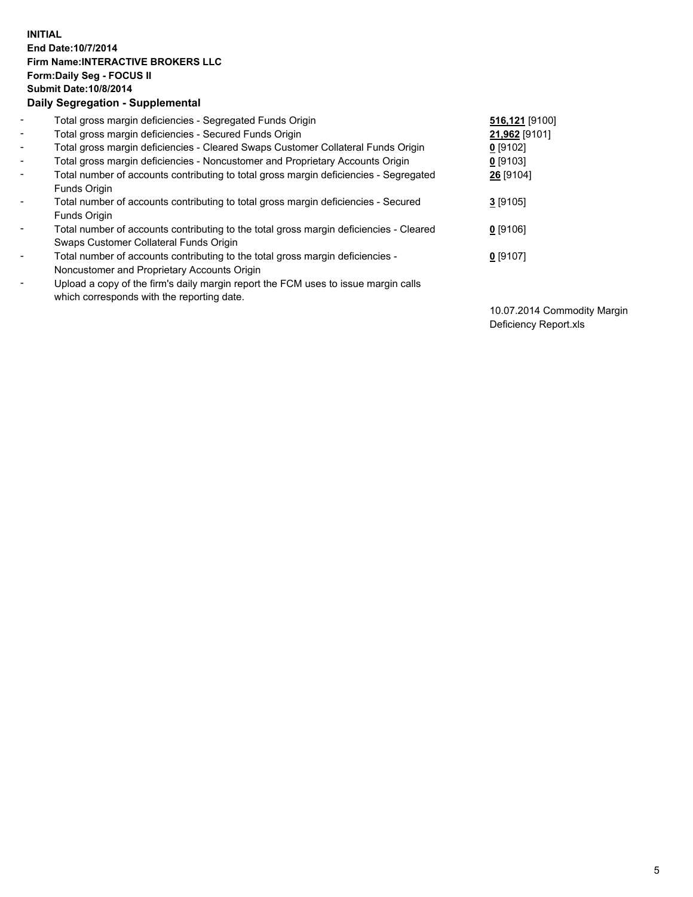**INITIAL**
**End Date:10/7/2014**
**Firm Name:INTERACTIVE BROKERS LLC**
**Form:Daily Seg - FOCUS II**
**Submit Date:10/8/2014**
**Daily Segregation - Supplemental**

| | | |
|---|---|---|
| - | Total gross margin deficiencies - Segregated Funds Origin | **516,121** [9100] |
| - | Total gross margin deficiencies - Secured Funds Origin | **21,962** [9101] |
| - | Total gross margin deficiencies - Cleared Swaps Customer Collateral Funds Origin | **0** [9102] |
| - | Total gross margin deficiencies - Noncustomer and Proprietary Accounts Origin | **0** [9103] |
| - | Total number of accounts contributing to total gross margin deficiencies - Segregated Funds Origin | **26** [9104] |
| - | Total number of accounts contributing to total gross margin deficiencies - Secured Funds Origin | **3** [9105] |
| - | Total number of accounts contributing to the total gross margin deficiencies - Cleared Swaps Customer Collateral Funds Origin | **0** [9106] |
| - | Total number of accounts contributing to the total gross margin deficiencies - Noncustomer and Proprietary Accounts Origin | **0** [9107] |
| - | Upload a copy of the firm's daily margin report the FCM uses to issue margin calls which corresponds with the reporting date. | 10.07.2014 Commodity Margin Deficiency Report.xls |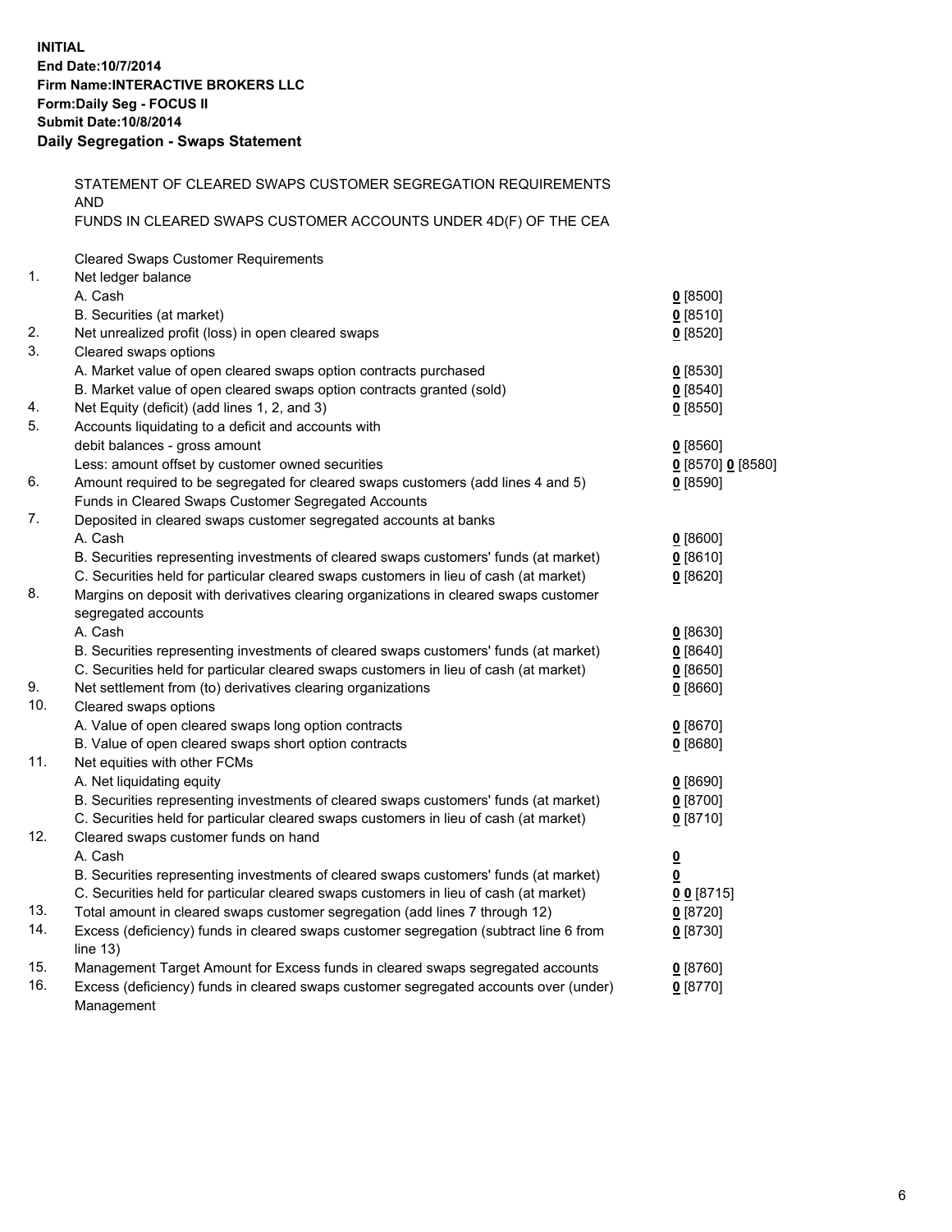**INITIAL**
**End Date:10/7/2014**
**Firm Name:INTERACTIVE BROKERS LLC**
**Form:Daily Seg - FOCUS II**
**Submit Date:10/8/2014**
**Daily Segregation - Swaps Statement**

STATEMENT OF CLEARED SWAPS CUSTOMER SEGREGATION REQUIREMENTS AND FUNDS IN CLEARED SWAPS CUSTOMER ACCOUNTS UNDER 4D(F) OF THE CEA

| | | |
|---|---|---|
| | Cleared Swaps Customer Requirements | |
| 1. | Net ledger balance | |
| | A. Cash | 0 [8500] |
| | B. Securities (at market) | 0 [8510] |
| 2. | Net unrealized profit (loss) in open cleared swaps | 0 [8520] |
| 3. | Cleared swaps options | |
| | A. Market value of open cleared swaps option contracts purchased | 0 [8530] |
| | B. Market value of open cleared swaps option contracts granted (sold) | 0 [8540] |
| 4. | Net Equity (deficit) (add lines 1, 2, and 3) | 0 [8550] |
| 5. | Accounts liquidating to a deficit and accounts with debit balances - gross amount | 0 [8560] |
| | Less: amount offset by customer owned securities | 0 [8570] 0 [8580] |
| 6. | Amount required to be segregated for cleared swaps customers (add lines 4 and 5) | 0 [8590] |
| | Funds in Cleared Swaps Customer Segregated Accounts | |
| 7. | Deposited in cleared swaps customer segregated accounts at banks | |
| | A. Cash | 0 [8600] |
| | B. Securities representing investments of cleared swaps customers' funds (at market) | 0 [8610] |
| | C. Securities held for particular cleared swaps customers in lieu of cash (at market) | 0 [8620] |
| 8. | Margins on deposit with derivatives clearing organizations in cleared swaps customer segregated accounts | |
| | A. Cash | 0 [8630] |
| | B. Securities representing investments of cleared swaps customers' funds (at market) | 0 [8640] |
| | C. Securities held for particular cleared swaps customers in lieu of cash (at market) | 0 [8650] |
| 9. | Net settlement from (to) derivatives clearing organizations | 0 [8660] |
| 10. | Cleared swaps options | |
| | A. Value of open cleared swaps long option contracts | 0 [8670] |
| | B. Value of open cleared swaps short option contracts | 0 [8680] |
| 11. | Net equities with other FCMs | |
| | A. Net liquidating equity | 0 [8690] |
| | B. Securities representing investments of cleared swaps customers' funds (at market) | 0 [8700] |
| | C. Securities held for particular cleared swaps customers in lieu of cash (at market) | 0 [8710] |
| 12. | Cleared swaps customer funds on hand | |
| | A. Cash | 0 |
| | B. Securities representing investments of cleared swaps customers' funds (at market) | 0 |
| | C. Securities held for particular cleared swaps customers in lieu of cash (at market) | 0 0 [8715] |
| 13. | Total amount in cleared swaps customer segregation (add lines 7 through 12) | 0 [8720] |
| 14. | Excess (deficiency) funds in cleared swaps customer segregation (subtract line 6 from line 13) | 0 [8730] |
| 15. | Management Target Amount for Excess funds in cleared swaps segregated accounts | 0 [8760] |
| 16. | Excess (deficiency) funds in cleared swaps customer segregated accounts over (under) Management | 0 [8770] |